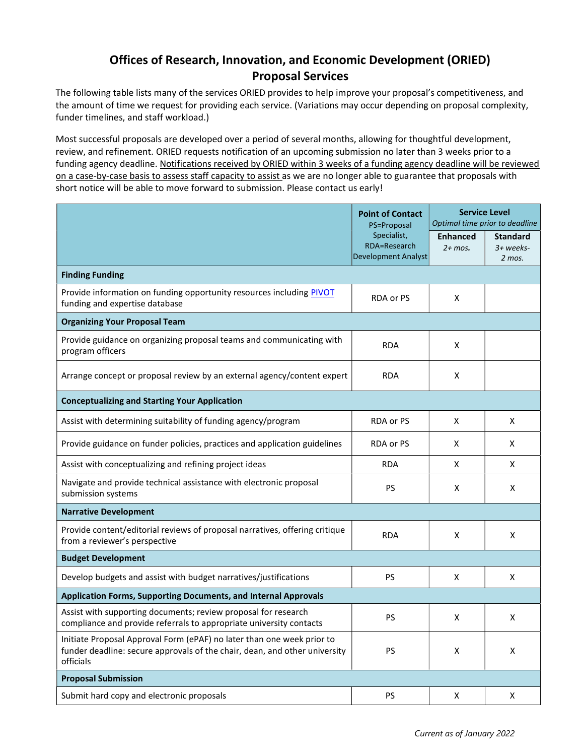# Offices of Research, Innovation, and Economic Development (ORIED)
## Proposal Services

The following table lists many of the services ORIED provides to help improve your proposal's competitiveness, and the amount of time we request for providing each service. (Variations may occur depending on proposal complexity, funder timelines, and staff workload.)

Most successful proposals are developed over a period of several months, allowing for thoughtful development, review, and refinement. ORIED requests notification of an upcoming submission no later than 3 weeks prior to a funding agency deadline. Notifications received by ORIED within 3 weeks of a funding agency deadline will be reviewed on a case-by-case basis to assess staff capacity to assist as we are no longer able to guarantee that proposals with short notice will be able to move forward to submission. Please contact us early!

| | **Point of Contact** PS=Proposal Specialist, RDA=Research Development Analyst | **Service Level** *Optimal time prior to deadline* | |
|---|---|---|---|
| | | **Enhanced** *2+ mos.* | **Standard** *3+ weeks-2 mos.* |
| **Finding Funding** | | | |
| Provide information on funding opportunity resources including PIVOT funding and expertise database | RDA or PS | X | |
| **Organizing Your Proposal Team** | | | |
| Provide guidance on organizing proposal teams and communicating with program officers | RDA | X | |
| Arrange concept or proposal review by an external agency/content expert | RDA | X | |
| **Conceptualizing and Starting Your Application** | | | |
| Assist with determining suitability of funding agency/program | RDA or PS | X | X |
| Provide guidance on funder policies, practices and application guidelines | RDA or PS | X | X |
| Assist with conceptualizing and refining project ideas | RDA | X | X |
| Navigate and provide technical assistance with electronic proposal submission systems | PS | X | X |
| **Narrative Development** | | | |
| Provide content/editorial reviews of proposal narratives, offering critique from a reviewer's perspective | RDA | X | X |
| **Budget Development** | | | |
| Develop budgets and assist with budget narratives/justifications | PS | X | X |
| **Application Forms, Supporting Documents, and Internal Approvals** | | | |
| Assist with supporting documents; review proposal for research compliance and provide referrals to appropriate university contacts | PS | X | X |
| Initiate Proposal Approval Form (ePAF) no later than one week prior to funder deadline: secure approvals of the chair, dean, and other university officials | PS | X | X |
| **Proposal Submission** | | | |
| Submit hard copy and electronic proposals | PS | X | X |

*Current as of January 2022*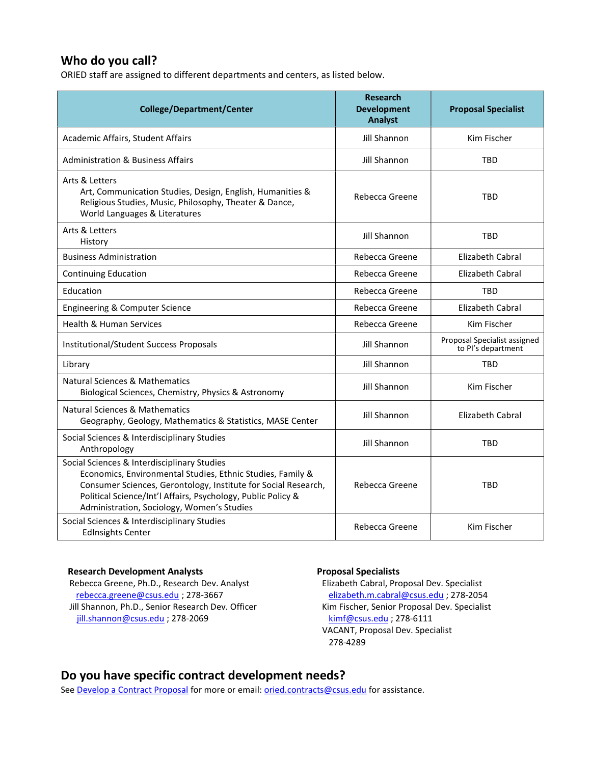## Who do you call?

ORIED staff are assigned to different departments and centers, as listed below.

| College/Department/Center | Research Development Analyst | Proposal Specialist |
|---|---|---|
| Academic Affairs, Student Affairs | Jill Shannon | Kim Fischer |
| Administration & Business Affairs | Jill Shannon | TBD |
| Arts & Letters<br>Art, Communication Studies, Design, English, Humanities & Religious Studies, Music, Philosophy, Theater & Dance, World Languages & Literatures | Rebecca Greene | TBD |
| Arts & Letters<br>History | Jill Shannon | TBD |
| Business Administration | Rebecca Greene | Elizabeth Cabral |
| Continuing Education | Rebecca Greene | Elizabeth Cabral |
| Education | Rebecca Greene | TBD |
| Engineering & Computer Science | Rebecca Greene | Elizabeth Cabral |
| Health & Human Services | Rebecca Greene | Kim Fischer |
| Institutional/Student Success Proposals | Jill Shannon | Proposal Specialist assigned to PI's department |
| Library | Jill Shannon | TBD |
| Natural Sciences & Mathematics<br>Biological Sciences, Chemistry, Physics & Astronomy | Jill Shannon | Kim Fischer |
| Natural Sciences & Mathematics<br>Geography, Geology, Mathematics & Statistics, MASE Center | Jill Shannon | Elizabeth Cabral |
| Social Sciences & Interdisciplinary Studies<br>Anthropology | Jill Shannon | TBD |
| Social Sciences & Interdisciplinary Studies<br>Economics, Environmental Studies, Ethnic Studies, Family & Consumer Sciences, Gerontology, Institute for Social Research, Political Science/Int'l Affairs, Psychology, Public Policy & Administration, Sociology, Women's Studies | Rebecca Greene | TBD |
| Social Sciences & Interdisciplinary Studies<br>EdInsights Center | Rebecca Greene | Kim Fischer |

**Research Development Analysts**

Rebecca Greene, Ph.D., Research Dev. Analyst
rebecca.greene@csus.edu ; 278-3667

Jill Shannon, Ph.D., Senior Research Dev. Officer
jill.shannon@csus.edu ; 278-2069

**Proposal Specialists**

Elizabeth Cabral, Proposal Dev. Specialist
elizabeth.m.cabral@csus.edu ; 278-2054

Kim Fischer, Senior Proposal Dev. Specialist
kimf@csus.edu ; 278-6111

VACANT, Proposal Dev. Specialist
278-4289

## Do you have specific contract development needs?

See Develop a Contract Proposal for more or email: oried.contracts@csus.edu for assistance.